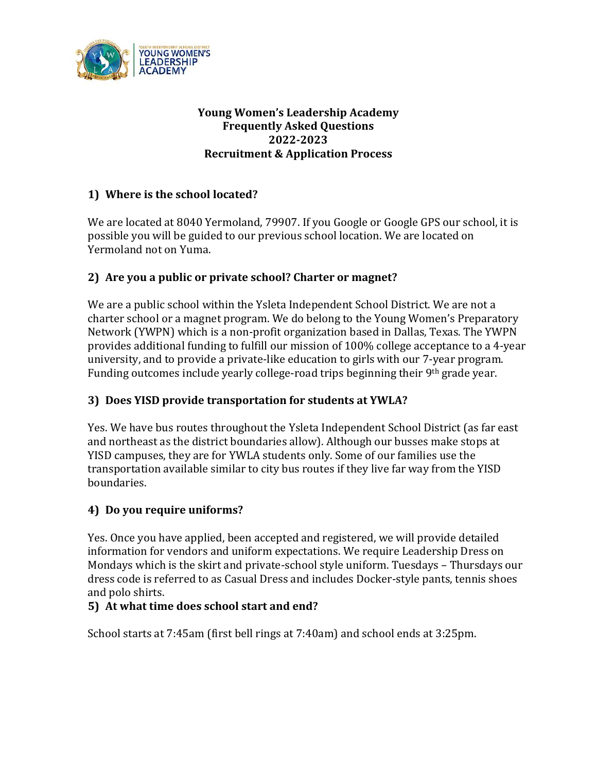# Young Women's Leadership Academy
## Frequently Asked Questions
## 2022-2023
## Recruitment & Application Process

### 1) Where is the school located?

We are located at 8040 Yermoland, 79907. If you Google or Google GPS our school, it is possible you will be guided to our previous school location. We are located on Yermoland not on Yuma.

### 2) Are you a public or private school? Charter or magnet?

We are a public school within the Ysleta Independent School District. We are not a charter school or a magnet program. We do belong to the Young Women's Preparatory Network (YWPN) which is a non-profit organization based in Dallas, Texas. The YWPN provides additional funding to fulfill our mission of 100% college acceptance to a 4-year university, and to provide a private-like education to girls with our 7-year program. Funding outcomes include yearly college-road trips beginning their 9th grade year.

### 3) Does YISD provide transportation for students at YWLA?

Yes. We have bus routes throughout the Ysleta Independent School District (as far east and northeast as the district boundaries allow). Although our busses make stops at YISD campuses, they are for YWLA students only. Some of our families use the transportation available similar to city bus routes if they live far way from the YISD boundaries.

### 4) Do you require uniforms?

Yes. Once you have applied, been accepted and registered, we will provide detailed information for vendors and uniform expectations. We require Leadership Dress on Mondays which is the skirt and private-school style uniform. Tuesdays – Thursdays our dress code is referred to as Casual Dress and includes Docker-style pants, tennis shoes and polo shirts.

### 5) At what time does school start and end?

School starts at 7:45am (first bell rings at 7:40am) and school ends at 3:25pm.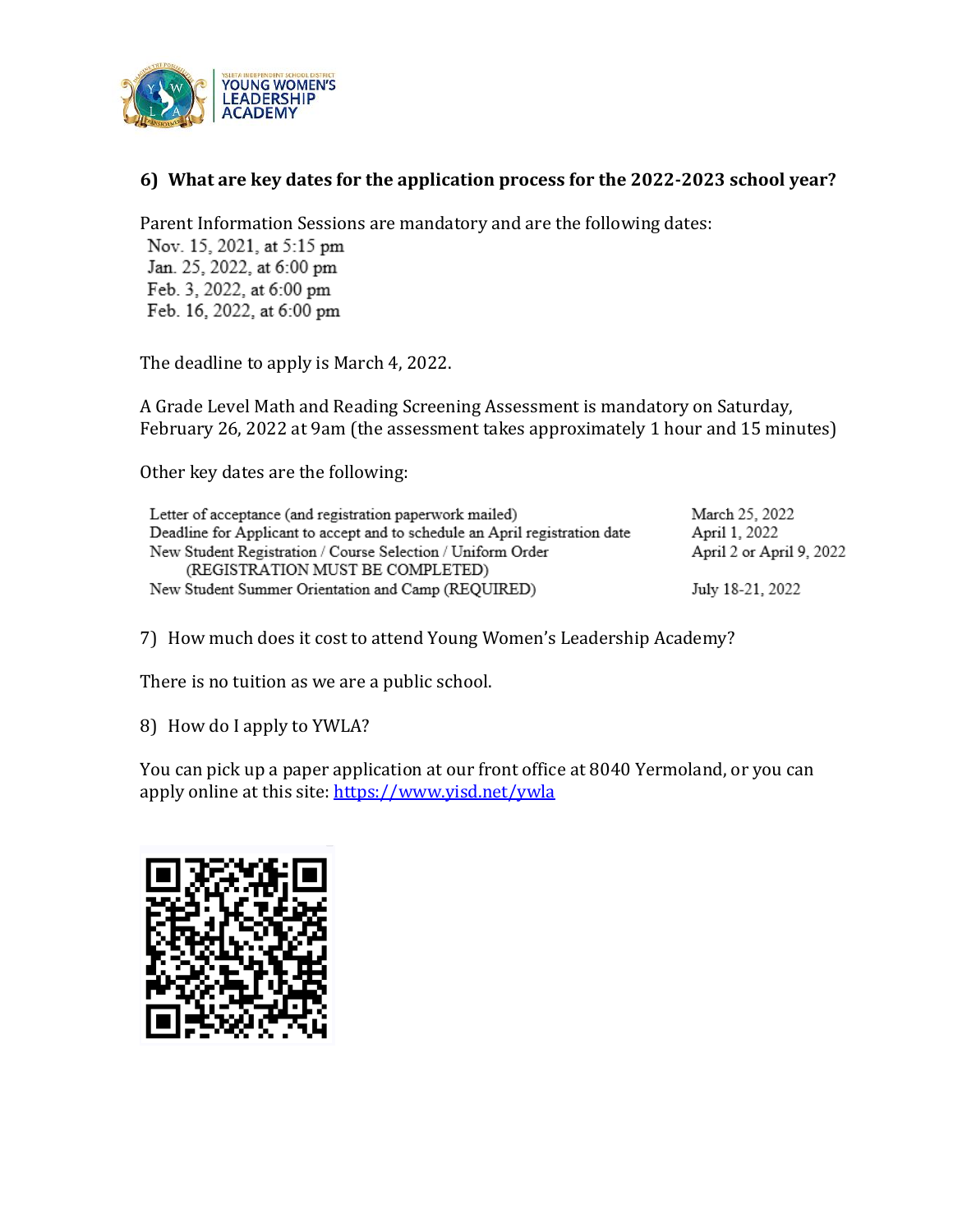**6) What are key dates for the application process for the 2022-2023 school year?**

Parent Information Sessions are mandatory and are the following dates:

Nov. 15, 2021, at 5:15 pm
Jan. 25, 2022, at 6:00 pm
Feb. 3, 2022, at 6:00 pm
Feb. 16, 2022, at 6:00 pm

The deadline to apply is March 4, 2022.

A Grade Level Math and Reading Screening Assessment is mandatory on Saturday, February 26, 2022 at 9am (the assessment takes approximately 1 hour and 15 minutes)

Other key dates are the following:

| | |
|---|---|
| Letter of acceptance (and registration paperwork mailed) | March 25, 2022 |
| Deadline for Applicant to accept and to schedule an April registration date | April 1, 2022 |
| New Student Registration / Course Selection / Uniform Order (REGISTRATION MUST BE COMPLETED) | April 2 or April 9, 2022 |
| New Student Summer Orientation and Camp (REQUIRED) | July 18-21, 2022 |

7) How much does it cost to attend Young Women's Leadership Academy?

There is no tuition as we are a public school.

8) How do I apply to YWLA?

You can pick up a paper application at our front office at 8040 Yermoland, or you can apply online at this site: https://www.yisd.net/ywla